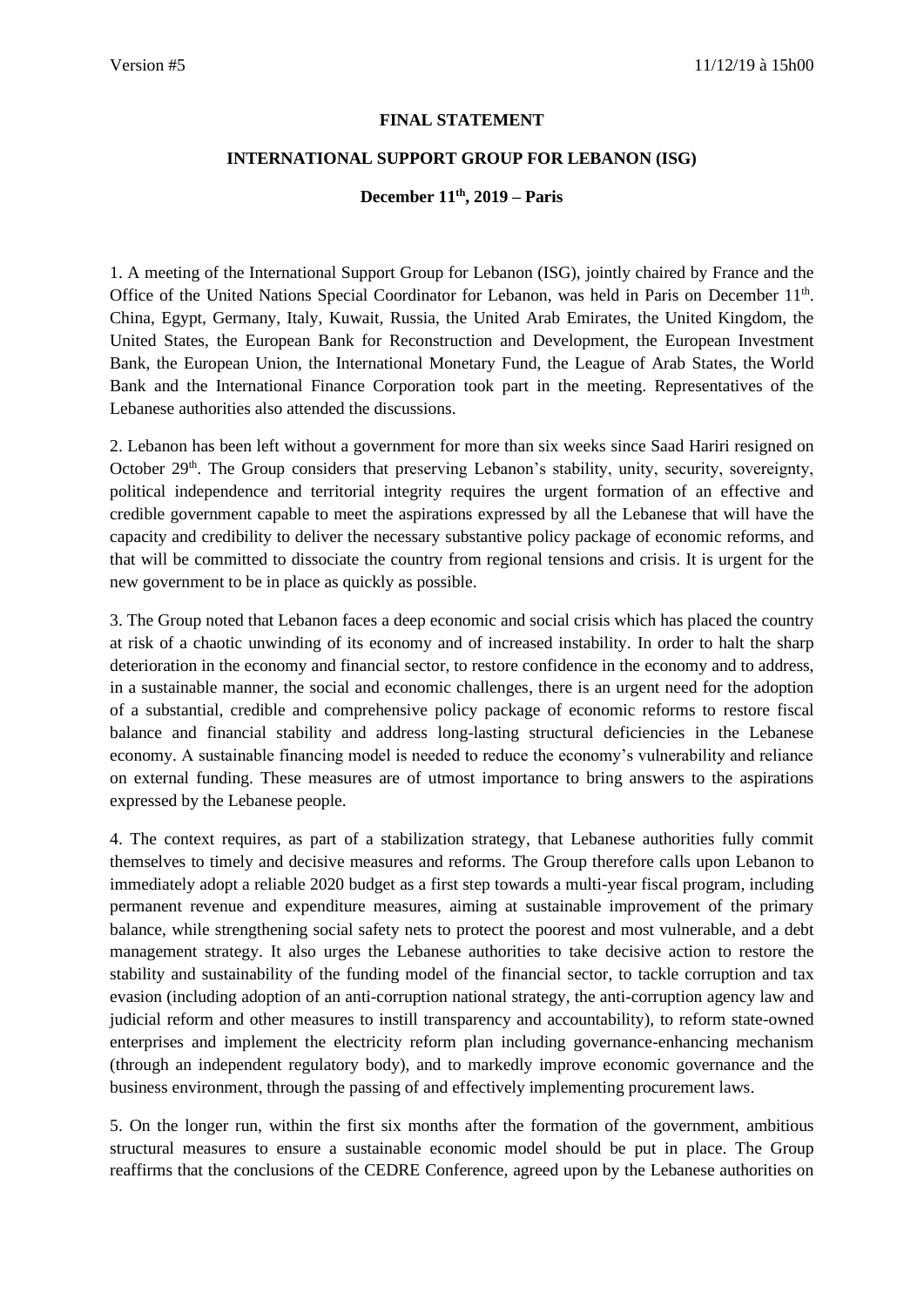Version #5 11/12/19 à 15h00

**FINAL STATEMENT**

**INTERNATIONAL SUPPORT GROUP FOR LEBANON (ISG)**

**December 11th, 2019 – Paris**

1. A meeting of the International Support Group for Lebanon (ISG), jointly chaired by France and the Office of the United Nations Special Coordinator for Lebanon, was held in Paris on December 11th. China, Egypt, Germany, Italy, Kuwait, Russia, the United Arab Emirates, the United Kingdom, the United States, the European Bank for Reconstruction and Development, the European Investment Bank, the European Union, the International Monetary Fund, the League of Arab States, the World Bank and the International Finance Corporation took part in the meeting. Representatives of the Lebanese authorities also attended the discussions.

2. Lebanon has been left without a government for more than six weeks since Saad Hariri resigned on October 29th. The Group considers that preserving Lebanon's stability, unity, security, sovereignty, political independence and territorial integrity requires the urgent formation of an effective and credible government capable to meet the aspirations expressed by all the Lebanese that will have the capacity and credibility to deliver the necessary substantive policy package of economic reforms, and that will be committed to dissociate the country from regional tensions and crisis. It is urgent for the new government to be in place as quickly as possible.

3. The Group noted that Lebanon faces a deep economic and social crisis which has placed the country at risk of a chaotic unwinding of its economy and of increased instability. In order to halt the sharp deterioration in the economy and financial sector, to restore confidence in the economy and to address, in a sustainable manner, the social and economic challenges, there is an urgent need for the adoption of a substantial, credible and comprehensive policy package of economic reforms to restore fiscal balance and financial stability and address long-lasting structural deficiencies in the Lebanese economy. A sustainable financing model is needed to reduce the economy's vulnerability and reliance on external funding. These measures are of utmost importance to bring answers to the aspirations expressed by the Lebanese people.

4. The context requires, as part of a stabilization strategy, that Lebanese authorities fully commit themselves to timely and decisive measures and reforms. The Group therefore calls upon Lebanon to immediately adopt a reliable 2020 budget as a first step towards a multi-year fiscal program, including permanent revenue and expenditure measures, aiming at sustainable improvement of the primary balance, while strengthening social safety nets to protect the poorest and most vulnerable, and a debt management strategy. It also urges the Lebanese authorities to take decisive action to restore the stability and sustainability of the funding model of the financial sector, to tackle corruption and tax evasion (including adoption of an anti-corruption national strategy, the anti-corruption agency law and judicial reform and other measures to instill transparency and accountability), to reform state-owned enterprises and implement the electricity reform plan including governance-enhancing mechanism (through an independent regulatory body), and to markedly improve economic governance and the business environment, through the passing of and effectively implementing procurement laws.

5. On the longer run, within the first six months after the formation of the government, ambitious structural measures to ensure a sustainable economic model should be put in place. The Group reaffirms that the conclusions of the CEDRE Conference, agreed upon by the Lebanese authorities on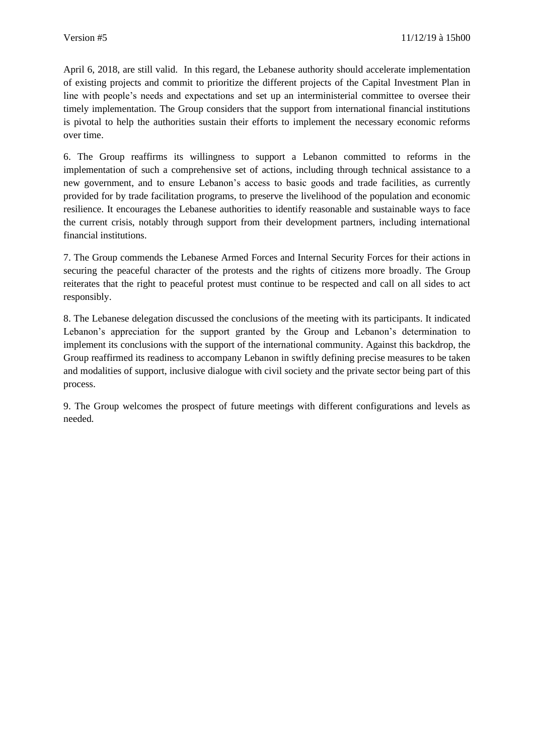April 6, 2018, are still valid. In this regard, the Lebanese authority should accelerate implementation of existing projects and commit to prioritize the different projects of the Capital Investment Plan in line with people's needs and expectations and set up an interministerial committee to oversee their timely implementation. The Group considers that the support from international financial institutions is pivotal to help the authorities sustain their efforts to implement the necessary economic reforms over time.

6. The Group reaffirms its willingness to support a Lebanon committed to reforms in the implementation of such a comprehensive set of actions, including through technical assistance to a new government, and to ensure Lebanon's access to basic goods and trade facilities, as currently provided for by trade facilitation programs, to preserve the livelihood of the population and economic resilience. It encourages the Lebanese authorities to identify reasonable and sustainable ways to face the current crisis, notably through support from their development partners, including international financial institutions.

7. The Group commends the Lebanese Armed Forces and Internal Security Forces for their actions in securing the peaceful character of the protests and the rights of citizens more broadly. The Group reiterates that the right to peaceful protest must continue to be respected and call on all sides to act responsibly.

8. The Lebanese delegation discussed the conclusions of the meeting with its participants. It indicated Lebanon's appreciation for the support granted by the Group and Lebanon's determination to implement its conclusions with the support of the international community. Against this backdrop, the Group reaffirmed its readiness to accompany Lebanon in swiftly defining precise measures to be taken and modalities of support, inclusive dialogue with civil society and the private sector being part of this process.

9. The Group welcomes the prospect of future meetings with different configurations and levels as needed.